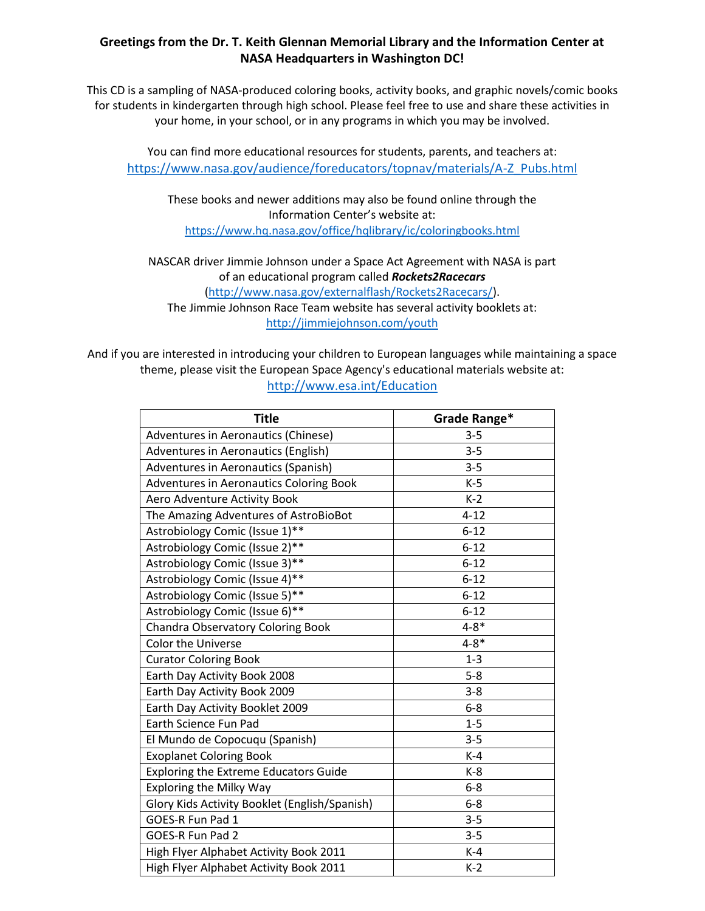**Greetings from the Dr. T. Keith Glennan Memorial Library and the Information Center at NASA Headquarters in Washington DC!**

This CD is a sampling of NASA-produced coloring books, activity books, and graphic novels/comic books for students in kindergarten through high school. Please feel free to use and share these activities in your home, in your school, or in any programs in which you may be involved.

You can find more educational resources for students, parents, and teachers at:
https://www.nasa.gov/audience/foreducators/topnav/materials/A-Z_Pubs.html

These books and newer additions may also be found online through the Information Center's website at:
https://www.hq.nasa.gov/office/hqlibrary/ic/coloringbooks.html

NASCAR driver Jimmie Johnson under a Space Act Agreement with NASA is part of an educational program called ***Rockets2Racecars*** (http://www.nasa.gov/externalflash/Rockets2Racecars/).
The Jimmie Johnson Race Team website has several activity booklets at:
http://jimmiejohnson.com/youth

And if you are interested in introducing your children to European languages while maintaining a space theme, please visit the European Space Agency's educational materials website at:
http://www.esa.int/Education

| Title | Grade Range* |
|---|---|
| Adventures in Aeronautics (Chinese) | 3-5 |
| Adventures in Aeronautics (English) | 3-5 |
| Adventures in Aeronautics (Spanish) | 3-5 |
| Adventures in Aeronautics Coloring Book | K-5 |
| Aero Adventure Activity Book | K-2 |
| The Amazing Adventures of AstroBioBot | 4-12 |
| Astrobiology Comic (Issue 1)** | 6-12 |
| Astrobiology Comic (Issue 2)** | 6-12 |
| Astrobiology Comic (Issue 3)** | 6-12 |
| Astrobiology Comic (Issue 4)** | 6-12 |
| Astrobiology Comic (Issue 5)** | 6-12 |
| Astrobiology Comic (Issue 6)** | 6-12 |
| Chandra Observatory Coloring Book | 4-8* |
| Color the Universe | 4-8* |
| Curator Coloring Book | 1-3 |
| Earth Day Activity Book 2008 | 5-8 |
| Earth Day Activity Book 2009 | 3-8 |
| Earth Day Activity Booklet 2009 | 6-8 |
| Earth Science Fun Pad | 1-5 |
| El Mundo de Copocuqu (Spanish) | 3-5 |
| Exoplanet Coloring Book | K-4 |
| Exploring the Extreme Educators Guide | K-8 |
| Exploring the Milky Way | 6-8 |
| Glory Kids Activity Booklet (English/Spanish) | 6-8 |
| GOES-R Fun Pad 1 | 3-5 |
| GOES-R Fun Pad 2 | 3-5 |
| High Flyer Alphabet Activity Book 2011 | K-4 |
| High Flyer Alphabet Activity Book 2011 | K-2 |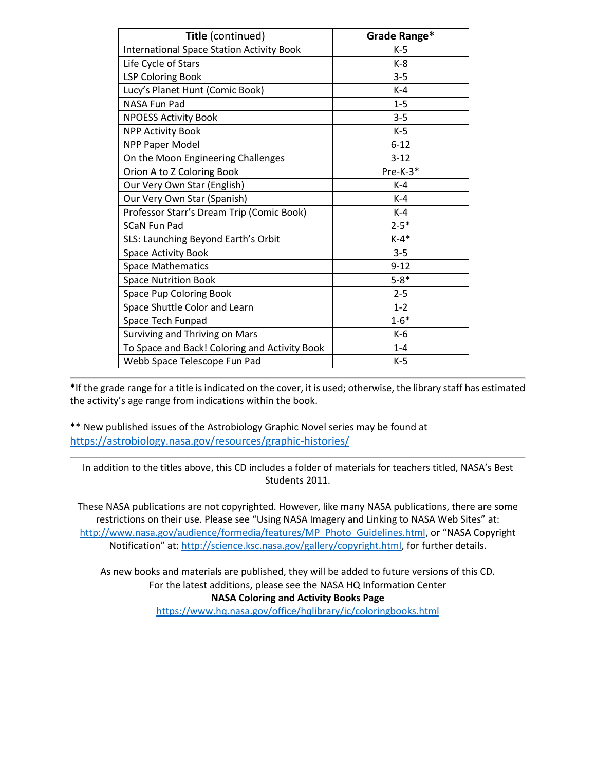| **Title** (continued) | **Grade Range*** |
|---|---|
| International Space Station Activity Book | K-5 |
| Life Cycle of Stars | K-8 |
| LSP Coloring Book | 3-5 |
| Lucy's Planet Hunt (Comic Book) | K-4 |
| NASA Fun Pad | 1-5 |
| NPOESS Activity Book | 3-5 |
| NPP Activity Book | K-5 |
| NPP Paper Model | 6-12 |
| On the Moon Engineering Challenges | 3-12 |
| Orion A to Z Coloring Book | Pre-K-3* |
| Our Very Own Star (English) | K-4 |
| Our Very Own Star (Spanish) | K-4 |
| Professor Starr's Dream Trip (Comic Book) | K-4 |
| SCaN Fun Pad | 2-5* |
| SLS: Launching Beyond Earth's Orbit | K-4* |
| Space Activity Book | 3-5 |
| Space Mathematics | 9-12 |
| Space Nutrition Book | 5-8* |
| Space Pup Coloring Book | 2-5 |
| Space Shuttle Color and Learn | 1-2 |
| Space Tech Funpad | 1-6* |
| Surviving and Thriving on Mars | K-6 |
| To Space and Back! Coloring and Activity Book | 1-4 |
| Webb Space Telescope Fun Pad | K-5 |

---

*If the grade range for a title is indicated on the cover, it is used; otherwise, the library staff has estimated the activity's age range from indications within the book.

** New published issues of the Astrobiology Graphic Novel series may be found at https://astrobiology.nasa.gov/resources/graphic-histories/

---

In addition to the titles above, this CD includes a folder of materials for teachers titled, NASA's Best Students 2011.

These NASA publications are not copyrighted. However, like many NASA publications, there are some restrictions on their use. Please see "Using NASA Imagery and Linking to NASA Web Sites" at: http://www.nasa.gov/audience/formedia/features/MP_Photo_Guidelines.html, or "NASA Copyright Notification" at: http://science.ksc.nasa.gov/gallery/copyright.html, for further details.

As new books and materials are published, they will be added to future versions of this CD.
For the latest additions, please see the NASA HQ Information Center
**NASA Coloring and Activity Books Page**
https://www.hq.nasa.gov/office/hqlibrary/ic/coloringbooks.html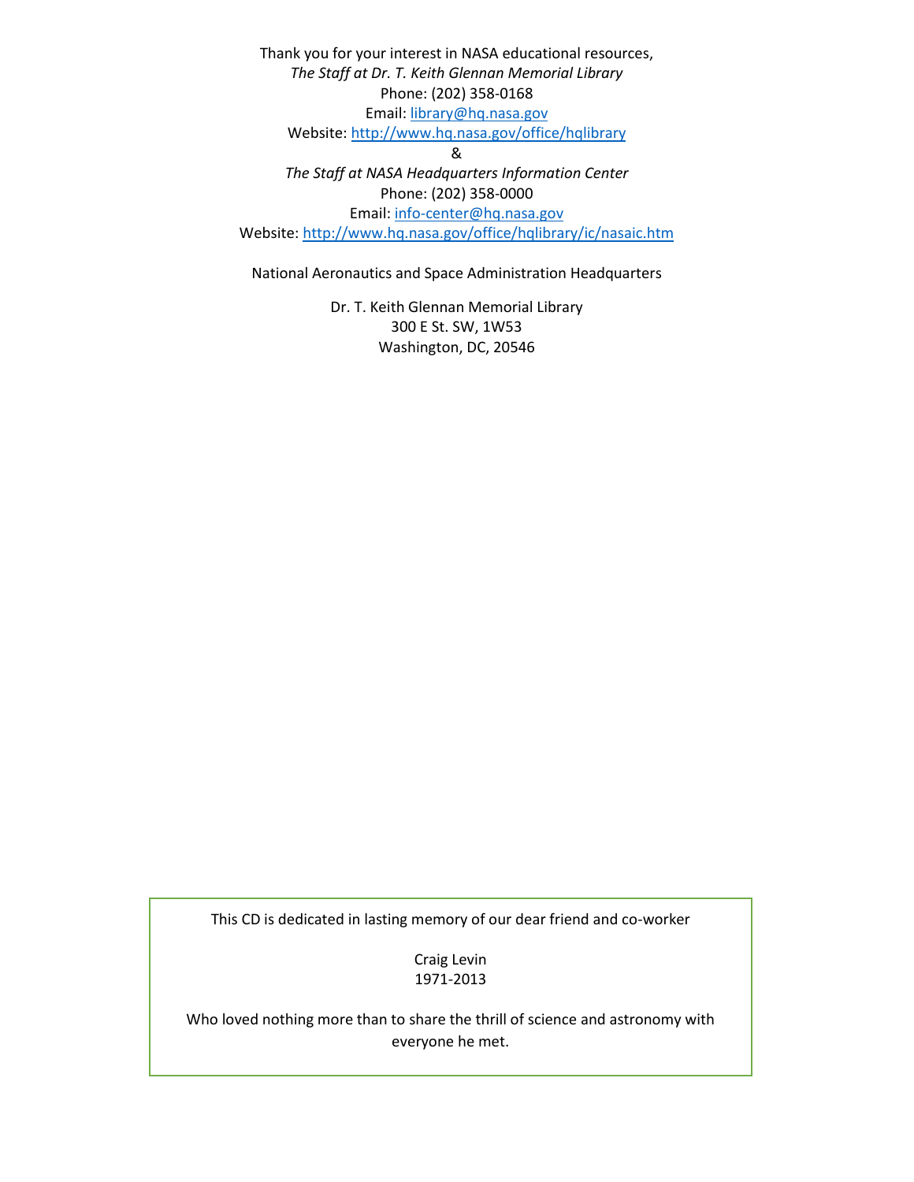Thank you for your interest in NASA educational resources,

*The Staff at Dr. T. Keith Glennan Memorial Library*

Phone: (202) 358-0168

Email: library@hq.nasa.gov

Website: http://www.hq.nasa.gov/office/hqlibrary

&

*The Staff at NASA Headquarters Information Center*

Phone: (202) 358-0000

Email: info-center@hq.nasa.gov

Website: http://www.hq.nasa.gov/office/hqlibrary/ic/nasaic.htm

National Aeronautics and Space Administration Headquarters

Dr. T. Keith Glennan Memorial Library

300 E St. SW, 1W53

Washington, DC, 20546

This CD is dedicated in lasting memory of our dear friend and co-worker

Craig Levin

1971-2013

Who loved nothing more than to share the thrill of science and astronomy with everyone he met.